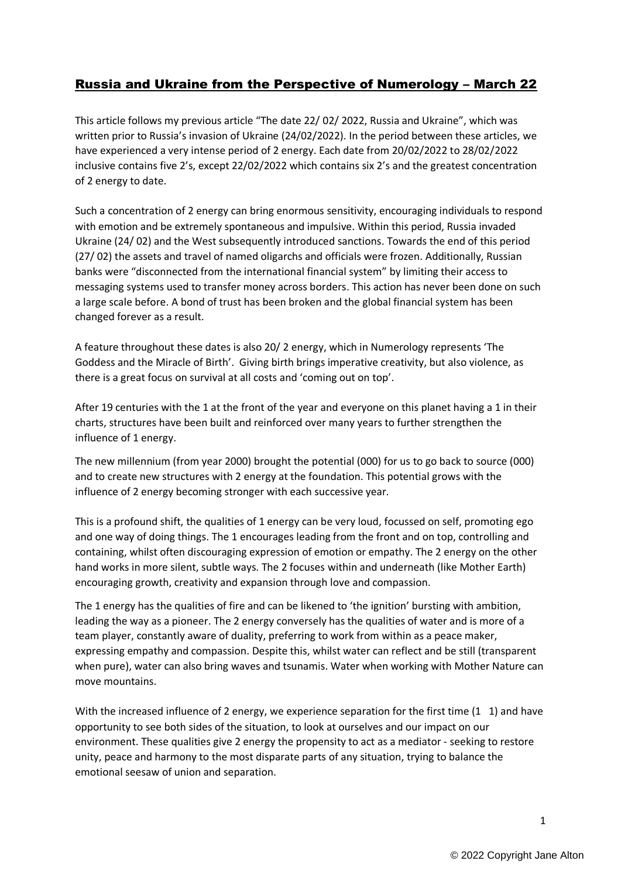# Russia and Ukraine from the Perspective of Numerology – March 22

This article follows my previous article "The date 22/ 02/ 2022, Russia and Ukraine", which was written prior to Russia's invasion of Ukraine (24/02/2022). In the period between these articles, we have experienced a very intense period of 2 energy. Each date from 20/02/2022 to 28/02/2022 inclusive contains five 2's, except 22/02/2022 which contains six 2's and the greatest concentration of 2 energy to date.

Such a concentration of 2 energy can bring enormous sensitivity, encouraging individuals to respond with emotion and be extremely spontaneous and impulsive. Within this period, Russia invaded Ukraine (24/ 02) and the West subsequently introduced sanctions. Towards the end of this period (27/ 02) the assets and travel of named oligarchs and officials were frozen. Additionally, Russian banks were "disconnected from the international financial system" by limiting their access to messaging systems used to transfer money across borders. This action has never been done on such a large scale before. A bond of trust has been broken and the global financial system has been changed forever as a result.

A feature throughout these dates is also 20/ 2 energy, which in Numerology represents 'The Goddess and the Miracle of Birth'. Giving birth brings imperative creativity, but also violence, as there is a great focus on survival at all costs and 'coming out on top'.

After 19 centuries with the 1 at the front of the year and everyone on this planet having a 1 in their charts, structures have been built and reinforced over many years to further strengthen the influence of 1 energy.

The new millennium (from year 2000) brought the potential (000) for us to go back to source (000) and to create new structures with 2 energy at the foundation. This potential grows with the influence of 2 energy becoming stronger with each successive year.

This is a profound shift, the qualities of 1 energy can be very loud, focussed on self, promoting ego and one way of doing things. The 1 encourages leading from the front and on top, controlling and containing, whilst often discouraging expression of emotion or empathy. The 2 energy on the other hand works in more silent, subtle ways. The 2 focuses within and underneath (like Mother Earth) encouraging growth, creativity and expansion through love and compassion.

The 1 energy has the qualities of fire and can be likened to 'the ignition' bursting with ambition, leading the way as a pioneer. The 2 energy conversely has the qualities of water and is more of a team player, constantly aware of duality, preferring to work from within as a peace maker, expressing empathy and compassion. Despite this, whilst water can reflect and be still (transparent when pure), water can also bring waves and tsunamis. Water when working with Mother Nature can move mountains.

With the increased influence of 2 energy, we experience separation for the first time (1 1) and have opportunity to see both sides of the situation, to look at ourselves and our impact on our environment. These qualities give 2 energy the propensity to act as a mediator - seeking to restore unity, peace and harmony to the most disparate parts of any situation, trying to balance the emotional seesaw of union and separation.

© 2022 Copyright Jane Alton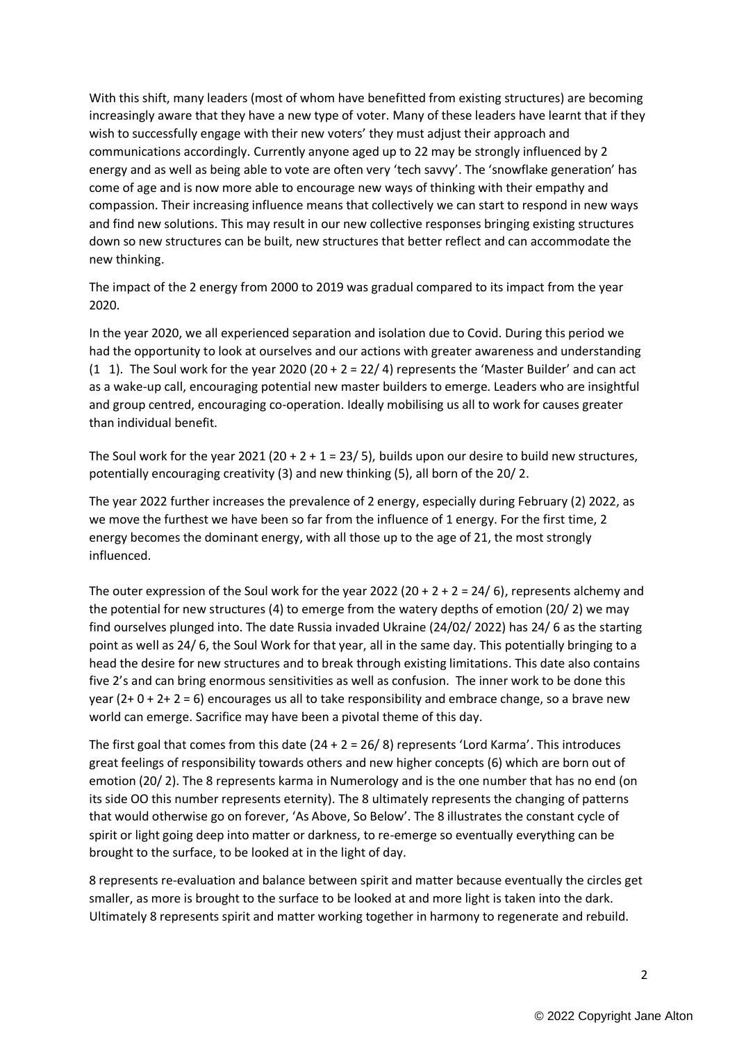With this shift, many leaders (most of whom have benefitted from existing structures) are becoming increasingly aware that they have a new type of voter. Many of these leaders have learnt that if they wish to successfully engage with their new voters' they must adjust their approach and communications accordingly. Currently anyone aged up to 22 may be strongly influenced by 2 energy and as well as being able to vote are often very 'tech savvy'. The 'snowflake generation' has come of age and is now more able to encourage new ways of thinking with their empathy and compassion. Their increasing influence means that collectively we can start to respond in new ways and find new solutions. This may result in our new collective responses bringing existing structures down so new structures can be built, new structures that better reflect and can accommodate the new thinking.

The impact of the 2 energy from 2000 to 2019 was gradual compared to its impact from the year 2020.

In the year 2020, we all experienced separation and isolation due to Covid. During this period we had the opportunity to look at ourselves and our actions with greater awareness and understanding (1 1). The Soul work for the year 2020 (20 + 2 = 22/ 4) represents the 'Master Builder' and can act as a wake-up call, encouraging potential new master builders to emerge. Leaders who are insightful and group centred, encouraging co-operation. Ideally mobilising us all to work for causes greater than individual benefit.

The Soul work for the year 2021 (20 + 2 + 1 = 23/ 5), builds upon our desire to build new structures, potentially encouraging creativity (3) and new thinking (5), all born of the 20/ 2.

The year 2022 further increases the prevalence of 2 energy, especially during February (2) 2022, as we move the furthest we have been so far from the influence of 1 energy. For the first time, 2 energy becomes the dominant energy, with all those up to the age of 21, the most strongly influenced.

The outer expression of the Soul work for the year 2022 (20 + 2 + 2 = 24/ 6), represents alchemy and the potential for new structures (4) to emerge from the watery depths of emotion (20/ 2) we may find ourselves plunged into. The date Russia invaded Ukraine (24/02/ 2022) has 24/ 6 as the starting point as well as 24/ 6, the Soul Work for that year, all in the same day. This potentially bringing to a head the desire for new structures and to break through existing limitations. This date also contains five 2's and can bring enormous sensitivities as well as confusion. The inner work to be done this year (2+ 0 + 2+ 2 = 6) encourages us all to take responsibility and embrace change, so a brave new world can emerge. Sacrifice may have been a pivotal theme of this day.

The first goal that comes from this date (24 + 2 = 26/ 8) represents 'Lord Karma'. This introduces great feelings of responsibility towards others and new higher concepts (6) which are born out of emotion (20/ 2). The 8 represents karma in Numerology and is the one number that has no end (on its side OO this number represents eternity). The 8 ultimately represents the changing of patterns that would otherwise go on forever, 'As Above, So Below'. The 8 illustrates the constant cycle of spirit or light going deep into matter or darkness, to re-emerge so eventually everything can be brought to the surface, to be looked at in the light of day.

8 represents re-evaluation and balance between spirit and matter because eventually the circles get smaller, as more is brought to the surface to be looked at and more light is taken into the dark. Ultimately 8 represents spirit and matter working together in harmony to regenerate and rebuild.

© 2022 Copyright Jane Alton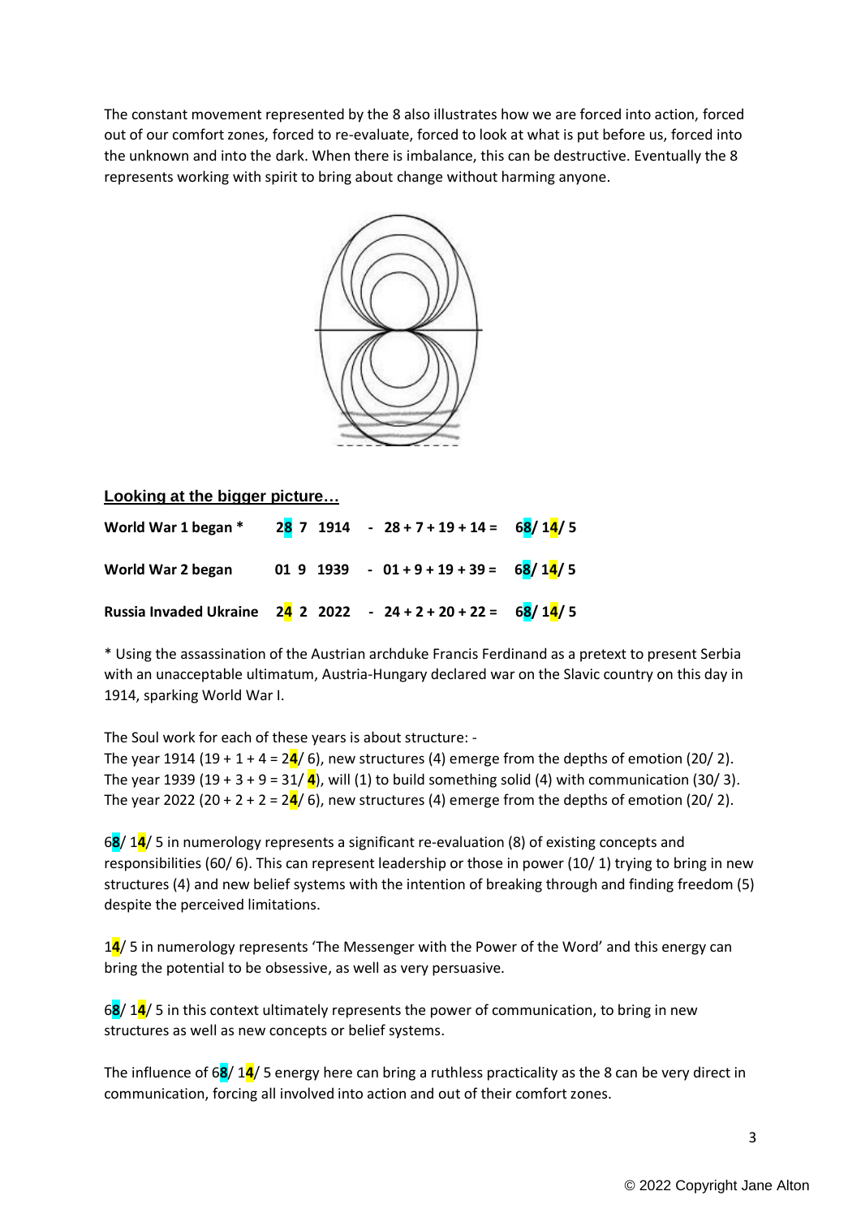The constant movement represented by the 8 also illustrates how we are forced into action, forced out of our comfort zones, forced to re-evaluate, forced to look at what is put before us, forced into the unknown and into the dark. When there is imbalance, this can be destructive. Eventually the 8 represents working with spirit to bring about change without harming anyone.

**Looking at the bigger picture…**

| | | | |
|---|---|---|---|
| **World War 1 began *** | **28 7 1914** | **- 28 + 7 + 19 + 14 =** | **68/ 14/ 5** |
| **World War 2 began** | **01 9 1939** | **- 01 + 9 + 19 + 39 =** | **68/ 14/ 5** |
| **Russia Invaded Ukraine** | **24 2 2022** | **- 24 + 2 + 20 + 22 =** | **68/ 14/ 5** |

\* Using the assassination of the Austrian archduke Francis Ferdinand as a pretext to present Serbia with an unacceptable ultimatum, Austria-Hungary declared war on the Slavic country on this day in 1914, sparking World War I.

The Soul work for each of these years is about structure: -
The year 1914 (19 + 1 + 4 = 2**4**/ 6), new structures (4) emerge from the depths of emotion (20/ 2).
The year 1939 (19 + 3 + 9 = 31/ **4**), will (1) to build something solid (4) with communication (30/ 3).
The year 2022 (20 + 2 + 2 = 2**4**/ 6), new structures (4) emerge from the depths of emotion (20/ 2).

6**8**/ 1**4**/ 5 in numerology represents a significant re-evaluation (8) of existing concepts and responsibilities (60/ 6). This can represent leadership or those in power (10/ 1) trying to bring in new structures (4) and new belief systems with the intention of breaking through and finding freedom (5) despite the perceived limitations.

1**4**/ 5 in numerology represents 'The Messenger with the Power of the Word' and this energy can bring the potential to be obsessive, as well as very persuasive.

6**8**/ 1**4**/ 5 in this context ultimately represents the power of communication, to bring in new structures as well as new concepts or belief systems.

The influence of 6**8**/ 1**4**/ 5 energy here can bring a ruthless practicality as the 8 can be very direct in communication, forcing all involved into action and out of their comfort zones.

© 2022 Copyright Jane Alton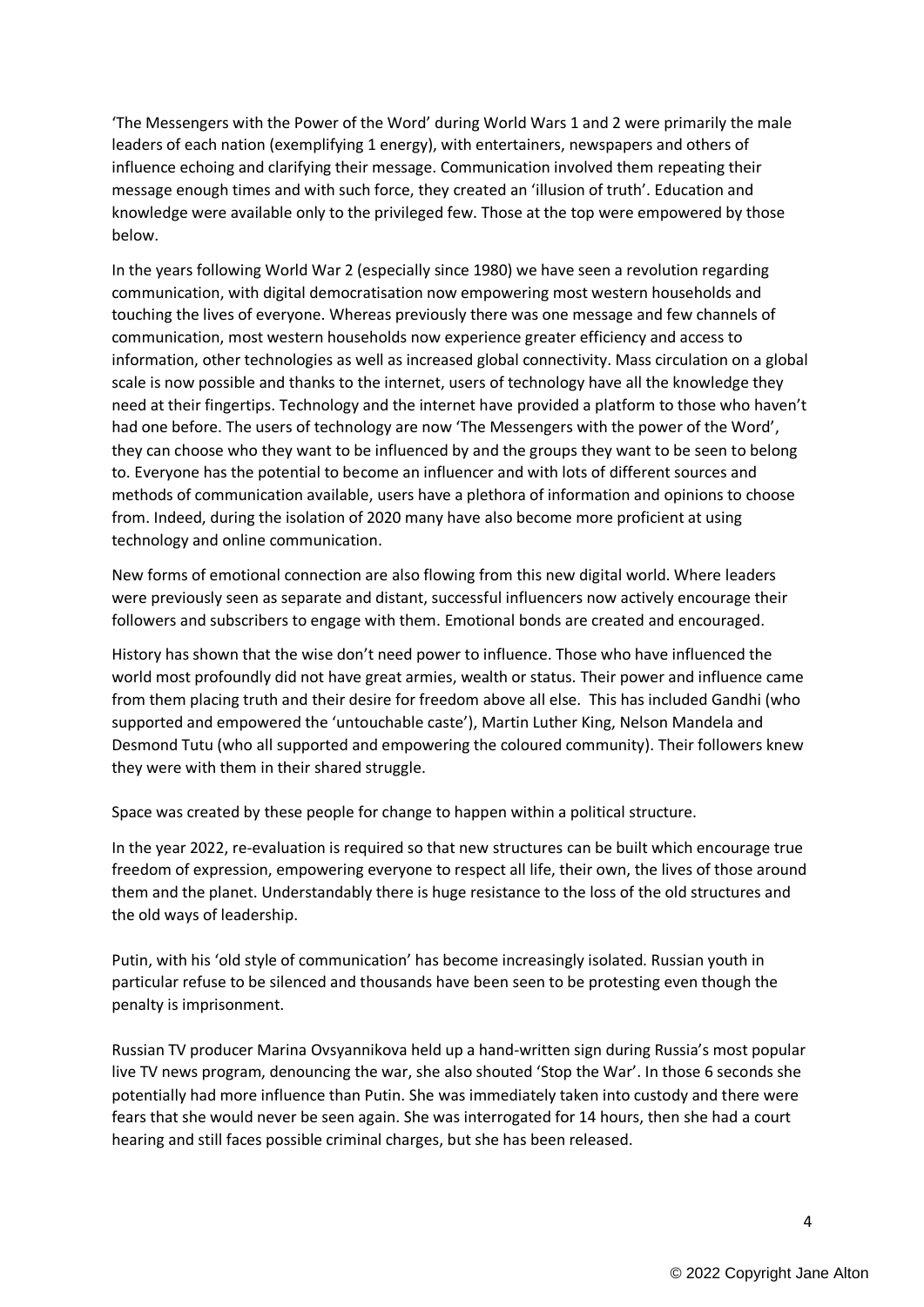'The Messengers with the Power of the Word' during World Wars 1 and 2 were primarily the male leaders of each nation (exemplifying 1 energy), with entertainers, newspapers and others of influence echoing and clarifying their message. Communication involved them repeating their message enough times and with such force, they created an 'illusion of truth'. Education and knowledge were available only to the privileged few. Those at the top were empowered by those below.

In the years following World War 2 (especially since 1980) we have seen a revolution regarding communication, with digital democratisation now empowering most western households and touching the lives of everyone. Whereas previously there was one message and few channels of communication, most western households now experience greater efficiency and access to information, other technologies as well as increased global connectivity. Mass circulation on a global scale is now possible and thanks to the internet, users of technology have all the knowledge they need at their fingertips. Technology and the internet have provided a platform to those who haven't had one before. The users of technology are now 'The Messengers with the power of the Word', they can choose who they want to be influenced by and the groups they want to be seen to belong to. Everyone has the potential to become an influencer and with lots of different sources and methods of communication available, users have a plethora of information and opinions to choose from. Indeed, during the isolation of 2020 many have also become more proficient at using technology and online communication.

New forms of emotional connection are also flowing from this new digital world. Where leaders were previously seen as separate and distant, successful influencers now actively encourage their followers and subscribers to engage with them. Emotional bonds are created and encouraged.

History has shown that the wise don't need power to influence. Those who have influenced the world most profoundly did not have great armies, wealth or status. Their power and influence came from them placing truth and their desire for freedom above all else. This has included Gandhi (who supported and empowered the 'untouchable caste'), Martin Luther King, Nelson Mandela and Desmond Tutu (who all supported and empowering the coloured community). Their followers knew they were with them in their shared struggle.

Space was created by these people for change to happen within a political structure.

In the year 2022, re-evaluation is required so that new structures can be built which encourage true freedom of expression, empowering everyone to respect all life, their own, the lives of those around them and the planet. Understandably there is huge resistance to the loss of the old structures and the old ways of leadership.

Putin, with his 'old style of communication' has become increasingly isolated. Russian youth in particular refuse to be silenced and thousands have been seen to be protesting even though the penalty is imprisonment.

Russian TV producer Marina Ovsyannikova held up a hand-written sign during Russia's most popular live TV news program, denouncing the war, she also shouted 'Stop the War'. In those 6 seconds she potentially had more influence than Putin. She was immediately taken into custody and there were fears that she would never be seen again. She was interrogated for 14 hours, then she had a court hearing and still faces possible criminal charges, but she has been released.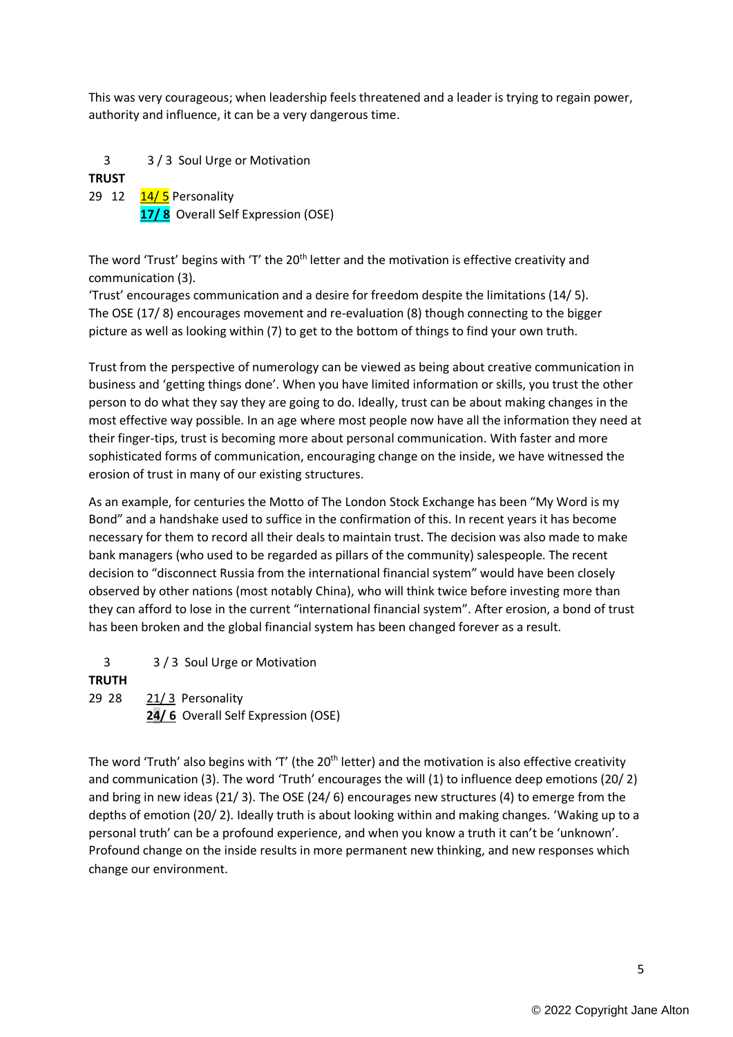This was very courageous; when leadership feels threatened and a leader is trying to regain power, authority and influence, it can be a very dangerous time.

3 &nbsp;&nbsp;&nbsp;&nbsp; 3 / 3 Soul Urge or Motivation

**TRUST**

29 12 &nbsp;&nbsp; 14/ 5 Personality

**17/ 8** Overall Self Expression (OSE)

The word 'Trust' begins with 'T' the 20th letter and the motivation is effective creativity and communication (3).

'Trust' encourages communication and a desire for freedom despite the limitations (14/ 5). The OSE (17/ 8) encourages movement and re-evaluation (8) though connecting to the bigger picture as well as looking within (7) to get to the bottom of things to find your own truth.

Trust from the perspective of numerology can be viewed as being about creative communication in business and 'getting things done'. When you have limited information or skills, you trust the other person to do what they say they are going to do. Ideally, trust can be about making changes in the most effective way possible. In an age where most people now have all the information they need at their finger-tips, trust is becoming more about personal communication. With faster and more sophisticated forms of communication, encouraging change on the inside, we have witnessed the erosion of trust in many of our existing structures.

As an example, for centuries the Motto of The London Stock Exchange has been "My Word is my Bond" and a handshake used to suffice in the confirmation of this. In recent years it has become necessary for them to record all their deals to maintain trust. The decision was also made to make bank managers (who used to be regarded as pillars of the community) salespeople. The recent decision to "disconnect Russia from the international financial system" would have been closely observed by other nations (most notably China), who will think twice before investing more than they can afford to lose in the current "international financial system". After erosion, a bond of trust has been broken and the global financial system has been changed forever as a result.

3 &nbsp;&nbsp;&nbsp;&nbsp; 3 / 3 Soul Urge or Motivation

**TRUTH**

29 28 &nbsp;&nbsp; 21/ 3 Personality

**24/ 6** Overall Self Expression (OSE)

The word 'Truth' also begins with 'T' (the 20th letter) and the motivation is also effective creativity and communication (3). The word 'Truth' encourages the will (1) to influence deep emotions (20/ 2) and bring in new ideas (21/ 3). The OSE (24/ 6) encourages new structures (4) to emerge from the depths of emotion (20/ 2). Ideally truth is about looking within and making changes. 'Waking up to a personal truth' can be a profound experience, and when you know a truth it can't be 'unknown'. Profound change on the inside results in more permanent new thinking, and new responses which change our environment.

© 2022 Copyright Jane Alton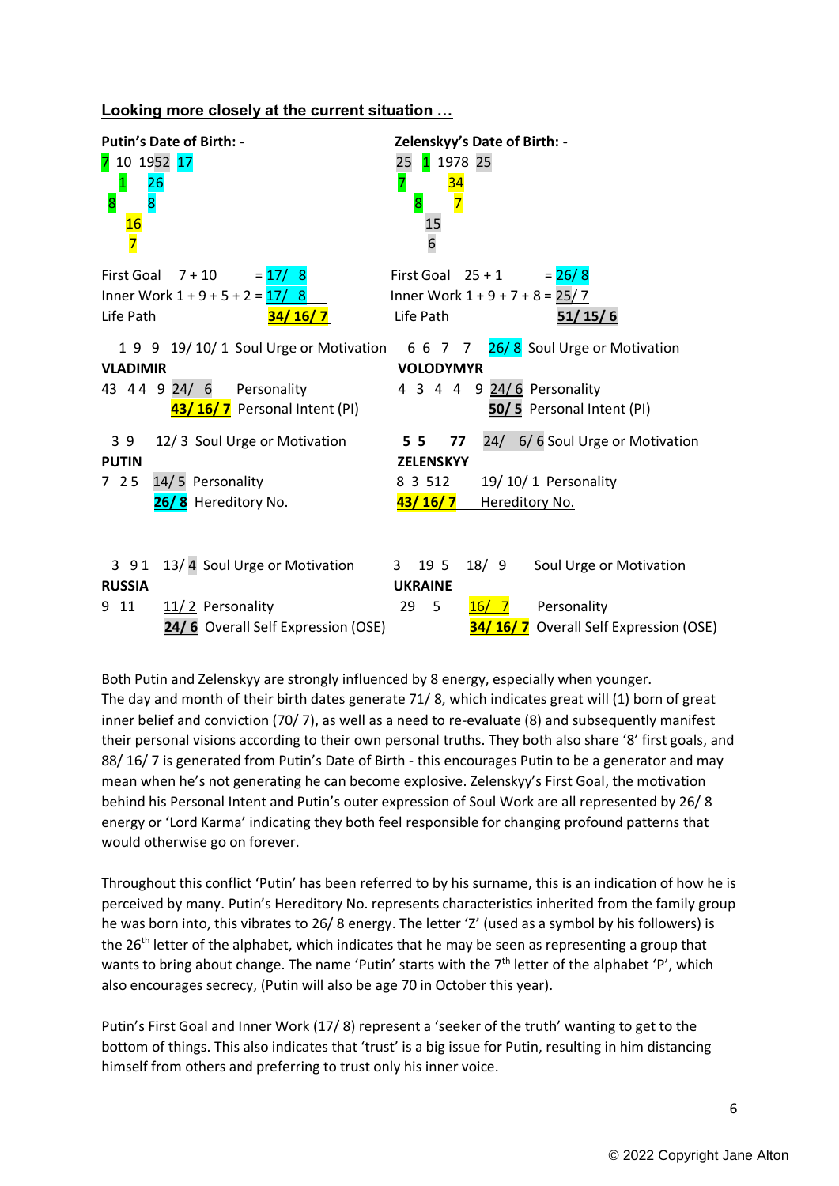**Looking more closely at the current situation …**

**Putin's Date of Birth: -**

```
7 10 1952 17
  1     26
8       8
   16
   7
```

First Goal 7 + 10 = 17/ 8
Inner Work 1 + 9 + 5 + 2 = 17/ 8
Life Path **34/ 16/ 7**

1 9 9 19/ 10/ 1 Soul Urge or Motivation
**VLADIMIR**
43 4 4 9 24/ 6 Personality
**43/ 16/ 7** Personal Intent (PI)

3 9 12/ 3 Soul Urge or Motivation
**PUTIN**
7 2 5 14/ 5 Personality
**26/ 8** Hereditory No.

3 9 1 13/ 4 Soul Urge or Motivation
**RUSSIA**
9 11 11/ 2 Personality
**24/ 6** Overall Self Expression (OSE)

**Zelenskyy's Date of Birth: -**

```
25 1 1978 25
7       34
  8     7
   15
   6
```

First Goal 25 + 1 = 26/ 8
Inner Work 1 + 9 + 7 + 8 = 25/ 7
Life Path **51/ 15/ 6**

6 6 7 7 26/ 8 Soul Urge or Motivation
**VOLODYMYR**
4 3 4 4 9 24/ 6 Personality
**50/ 5** Personal Intent (PI)

**5 5 77** 24/ 6/ 6 Soul Urge or Motivation
**ZELENSKYY**
8 3 512 19/ 10/ 1 Personality
**43/ 16/ 7** Hereditory No.

3 19 5 18/ 9 Soul Urge or Motivation
**UKRAINE**
29 5 16/ 7 Personality
**34/ 16/ 7** Overall Self Expression (OSE)

Both Putin and Zelenskyy are strongly influenced by 8 energy, especially when younger. The day and month of their birth dates generate 71/ 8, which indicates great will (1) born of great inner belief and conviction (70/ 7), as well as a need to re-evaluate (8) and subsequently manifest their personal visions according to their own personal truths. They both also share '8' first goals, and 88/ 16/ 7 is generated from Putin's Date of Birth - this encourages Putin to be a generator and may mean when he's not generating he can become explosive. Zelenskyy's First Goal, the motivation behind his Personal Intent and Putin's outer expression of Soul Work are all represented by 26/ 8 energy or 'Lord Karma' indicating they both feel responsible for changing profound patterns that would otherwise go on forever.

Throughout this conflict 'Putin' has been referred to by his surname, this is an indication of how he is perceived by many. Putin's Hereditory No. represents characteristics inherited from the family group he was born into, this vibrates to 26/ 8 energy. The letter 'Z' (used as a symbol by his followers) is the 26th letter of the alphabet, which indicates that he may be seen as representing a group that wants to bring about change. The name 'Putin' starts with the 7th letter of the alphabet 'P', which also encourages secrecy, (Putin will also be age 70 in October this year).

Putin's First Goal and Inner Work (17/ 8) represent a 'seeker of the truth' wanting to get to the bottom of things. This also indicates that 'trust' is a big issue for Putin, resulting in him distancing himself from others and preferring to trust only his inner voice.

© 2022 Copyright Jane Alton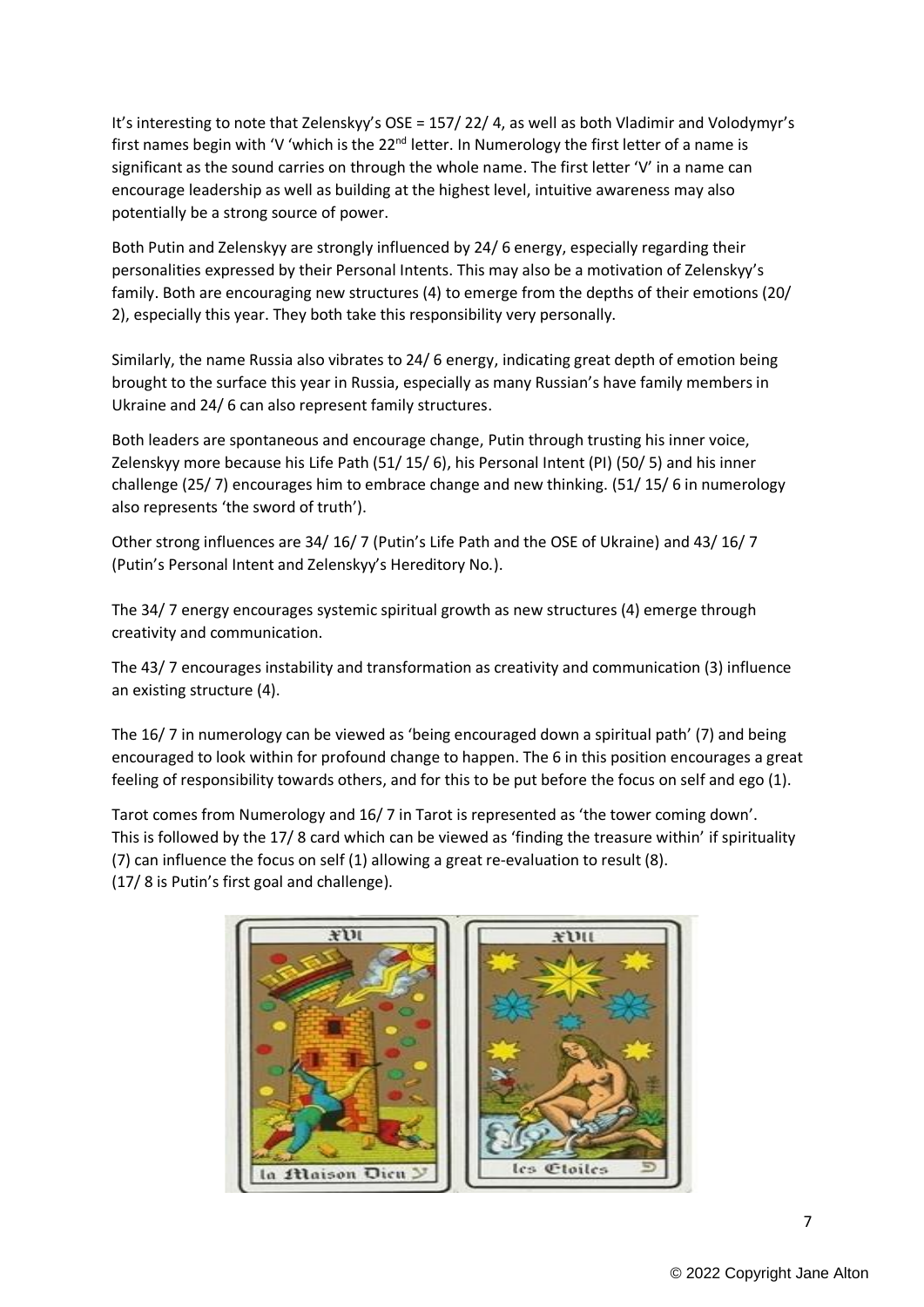It's interesting to note that Zelenskyy's OSE = 157/ 22/ 4, as well as both Vladimir and Volodymyr's first names begin with 'V 'which is the 22nd letter. In Numerology the first letter of a name is significant as the sound carries on through the whole name. The first letter 'V' in a name can encourage leadership as well as building at the highest level, intuitive awareness may also potentially be a strong source of power.

Both Putin and Zelenskyy are strongly influenced by 24/ 6 energy, especially regarding their personalities expressed by their Personal Intents. This may also be a motivation of Zelenskyy's family. Both are encouraging new structures (4) to emerge from the depths of their emotions (20/ 2), especially this year. They both take this responsibility very personally.

Similarly, the name Russia also vibrates to 24/ 6 energy, indicating great depth of emotion being brought to the surface this year in Russia, especially as many Russian's have family members in Ukraine and 24/ 6 can also represent family structures.

Both leaders are spontaneous and encourage change, Putin through trusting his inner voice, Zelenskyy more because his Life Path (51/ 15/ 6), his Personal Intent (PI) (50/ 5) and his inner challenge (25/ 7) encourages him to embrace change and new thinking. (51/ 15/ 6 in numerology also represents 'the sword of truth').

Other strong influences are 34/ 16/ 7 (Putin's Life Path and the OSE of Ukraine) and 43/ 16/ 7 (Putin's Personal Intent and Zelenskyy's Hereditory No.).

The 34/ 7 energy encourages systemic spiritual growth as new structures (4) emerge through creativity and communication.

The 43/ 7 encourages instability and transformation as creativity and communication (3) influence an existing structure (4).

The 16/ 7 in numerology can be viewed as 'being encouraged down a spiritual path' (7) and being encouraged to look within for profound change to happen. The 6 in this position encourages a great feeling of responsibility towards others, and for this to be put before the focus on self and ego (1).

Tarot comes from Numerology and 16/ 7 in Tarot is represented as 'the tower coming down'. This is followed by the 17/ 8 card which can be viewed as 'finding the treasure within' if spirituality (7) can influence the focus on self (1) allowing a great re-evaluation to result (8).
(17/ 8 is Putin's first goal and challenge).

© 2022 Copyright Jane Alton